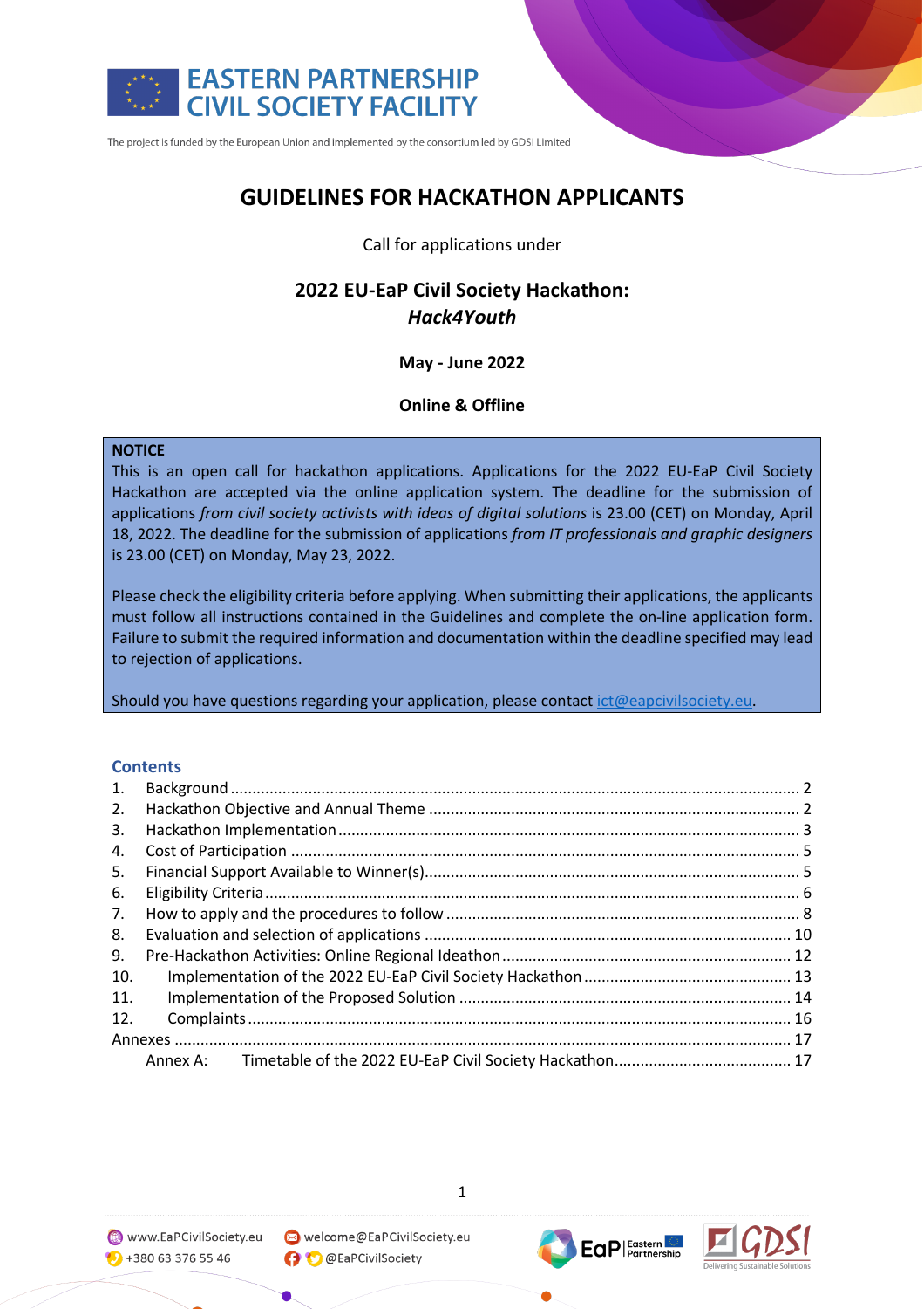EASTERN PARTNERSHIP CIVIL SOCIETY FACILITY

The project is funded by the European Union and implemented by the consortium led by GDSI Limited

# GUIDELINES FOR HACKATHON APPLICANTS

Call for applications under

## 2022 EU-EaP Civil Society Hackathon: *Hack4Youth*

**May - June 2022**

**Online & Offline**

**NOTICE**
This is an open call for hackathon applications. Applications for the 2022 EU-EaP Civil Society Hackathon are accepted via the online application system. The deadline for the submission of applications *from civil society activists with ideas of digital solutions* is 23.00 (CET) on Monday, April 18, 2022. The deadline for the submission of applications *from IT professionals and graphic designers* is 23.00 (CET) on Monday, May 23, 2022.

Please check the eligibility criteria before applying. When submitting their applications, the applicants must follow all instructions contained in the Guidelines and complete the on-line application form. Failure to submit the required information and documentation within the deadline specified may lead to rejection of applications.

Should you have questions regarding your application, please contact ict@eapcivilsociety.eu.

## Contents

1. Background ........ 2
2. Hackathon Objective and Annual Theme ........ 2
3. Hackathon Implementation ........ 3
4. Cost of Participation ........ 5
5. Financial Support Available to Winner(s) ........ 5
6. Eligibility Criteria ........ 6
7. How to apply and the procedures to follow ........ 8
8. Evaluation and selection of applications ........ 10
9. Pre-Hackathon Activities: Online Regional Ideathon ........ 12
10. Implementation of the 2022 EU-EaP Civil Society Hackathon ........ 13
11. Implementation of the Proposed Solution ........ 14
12. Complaints ........ 16

Annexes ........ 17

Annex A: Timetable of the 2022 EU-EaP Civil Society Hackathon ........ 17

www.EaPCivilSociety.eu | welcome@EaPCivilSociety.eu | +380 63 376 55 46 | @EaPCivilSociety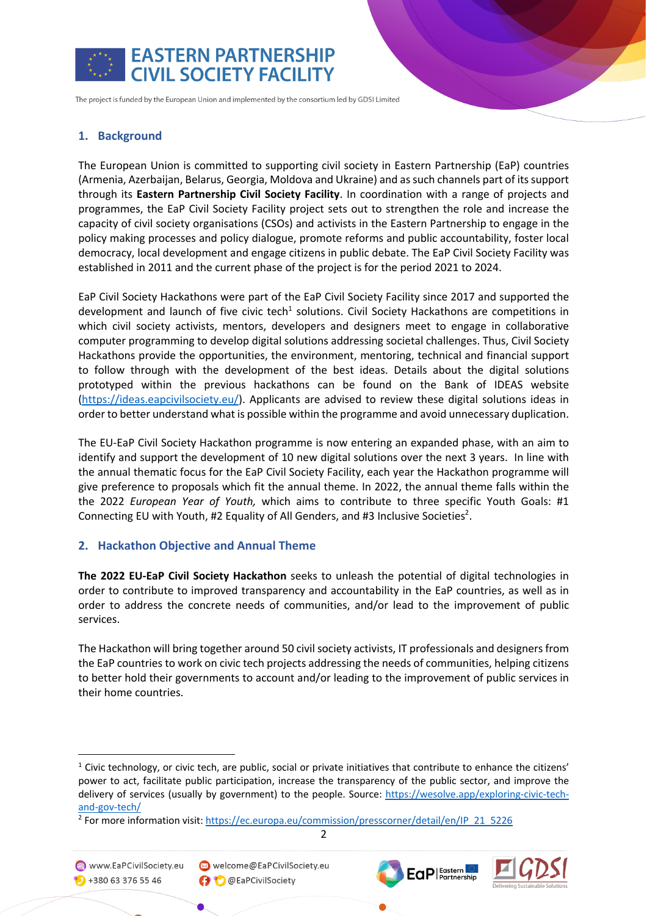## 1. Background

The European Union is committed to supporting civil society in Eastern Partnership (EaP) countries (Armenia, Azerbaijan, Belarus, Georgia, Moldova and Ukraine) and as such channels part of its support through its **Eastern Partnership Civil Society Facility**. In coordination with a range of projects and programmes, the EaP Civil Society Facility project sets out to strengthen the role and increase the capacity of civil society organisations (CSOs) and activists in the Eastern Partnership to engage in the policy making processes and policy dialogue, promote reforms and public accountability, foster local democracy, local development and engage citizens in public debate. The EaP Civil Society Facility was established in 2011 and the current phase of the project is for the period 2021 to 2024.

EaP Civil Society Hackathons were part of the EaP Civil Society Facility since 2017 and supported the development and launch of five civic tech[1] solutions. Civil Society Hackathons are competitions in which civil society activists, mentors, developers and designers meet to engage in collaborative computer programming to develop digital solutions addressing societal challenges. Thus, Civil Society Hackathons provide the opportunities, the environment, mentoring, technical and financial support to follow through with the development of the best ideas. Details about the digital solutions prototyped within the previous hackathons can be found on the Bank of IDEAS website (https://ideas.eapcivilsociety.eu/). Applicants are advised to review these digital solutions ideas in order to better understand what is possible within the programme and avoid unnecessary duplication.

The EU-EaP Civil Society Hackathon programme is now entering an expanded phase, with an aim to identify and support the development of 10 new digital solutions over the next 3 years. In line with the annual thematic focus for the EaP Civil Society Facility, each year the Hackathon programme will give preference to proposals which fit the annual theme. In 2022, the annual theme falls within the the 2022 *European Year of Youth,* which aims to contribute to three specific Youth Goals: #1 Connecting EU with Youth, #2 Equality of All Genders, and #3 Inclusive Societies[2].

## 2. Hackathon Objective and Annual Theme

**The 2022 EU-EaP Civil Society Hackathon** seeks to unleash the potential of digital technologies in order to contribute to improved transparency and accountability in the EaP countries, as well as in order to address the concrete needs of communities, and/or lead to the improvement of public services.

The Hackathon will bring together around 50 civil society activists, IT professionals and designers from the EaP countries to work on civic tech projects addressing the needs of communities, helping citizens to better hold their governments to account and/or leading to the improvement of public services in their home countries.

---

[1] Civic technology, or civic tech, are public, social or private initiatives that contribute to enhance the citizens' power to act, facilitate public participation, increase the transparency of the public sector, and improve the delivery of services (usually by government) to the people. Source: https://wesolve.app/exploring-civic-tech-and-gov-tech/

[2] For more information visit: https://ec.europa.eu/commission/presscorner/detail/en/IP_21_5226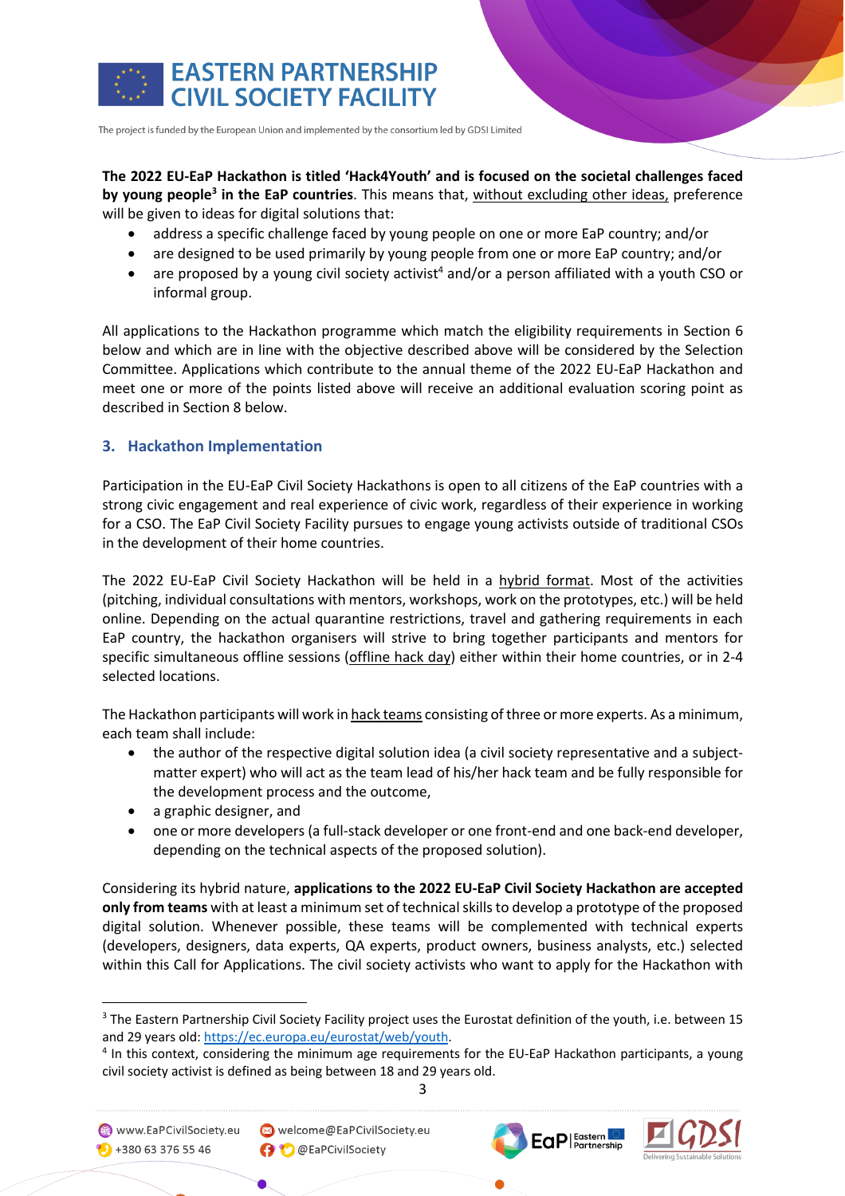**The 2022 EU-EaP Hackathon is titled 'Hack4Youth' and is focused on the societal challenges faced by young people[3] in the EaP countries**. This means that, without excluding other ideas, preference will be given to ideas for digital solutions that:

- address a specific challenge faced by young people on one or more EaP country; and/or
- are designed to be used primarily by young people from one or more EaP country; and/or
- are proposed by a young civil society activist[4] and/or a person affiliated with a youth CSO or informal group.

All applications to the Hackathon programme which match the eligibility requirements in Section 6 below and which are in line with the objective described above will be considered by the Selection Committee. Applications which contribute to the annual theme of the 2022 EU-EaP Hackathon and meet one or more of the points listed above will receive an additional evaluation scoring point as described in Section 8 below.

## 3. Hackathon Implementation

Participation in the EU-EaP Civil Society Hackathons is open to all citizens of the EaP countries with a strong civic engagement and real experience of civic work, regardless of their experience in working for a CSO. The EaP Civil Society Facility pursues to engage young activists outside of traditional CSOs in the development of their home countries.

The 2022 EU-EaP Civil Society Hackathon will be held in a hybrid format. Most of the activities (pitching, individual consultations with mentors, workshops, work on the prototypes, etc.) will be held online. Depending on the actual quarantine restrictions, travel and gathering requirements in each EaP country, the hackathon organisers will strive to bring together participants and mentors for specific simultaneous offline sessions (offline hack day) either within their home countries, or in 2-4 selected locations.

The Hackathon participants will work in hack teams consisting of three or more experts. As a minimum, each team shall include:

- the author of the respective digital solution idea (a civil society representative and a subject-matter expert) who will act as the team lead of his/her hack team and be fully responsible for the development process and the outcome,
- a graphic designer, and
- one or more developers (a full-stack developer or one front-end and one back-end developer, depending on the technical aspects of the proposed solution).

Considering its hybrid nature, **applications to the 2022 EU-EaP Civil Society Hackathon are accepted only from teams** with at least a minimum set of technical skills to develop a prototype of the proposed digital solution. Whenever possible, these teams will be complemented with technical experts (developers, designers, data experts, QA experts, product owners, business analysts, etc.) selected within this Call for Applications. The civil society activists who want to apply for the Hackathon with

---

[3] The Eastern Partnership Civil Society Facility project uses the Eurostat definition of the youth, i.e. between 15 and 29 years old: https://ec.europa.eu/eurostat/web/youth.

[4] In this context, considering the minimum age requirements for the EU-EaP Hackathon participants, a young civil society activist is defined as being between 18 and 29 years old.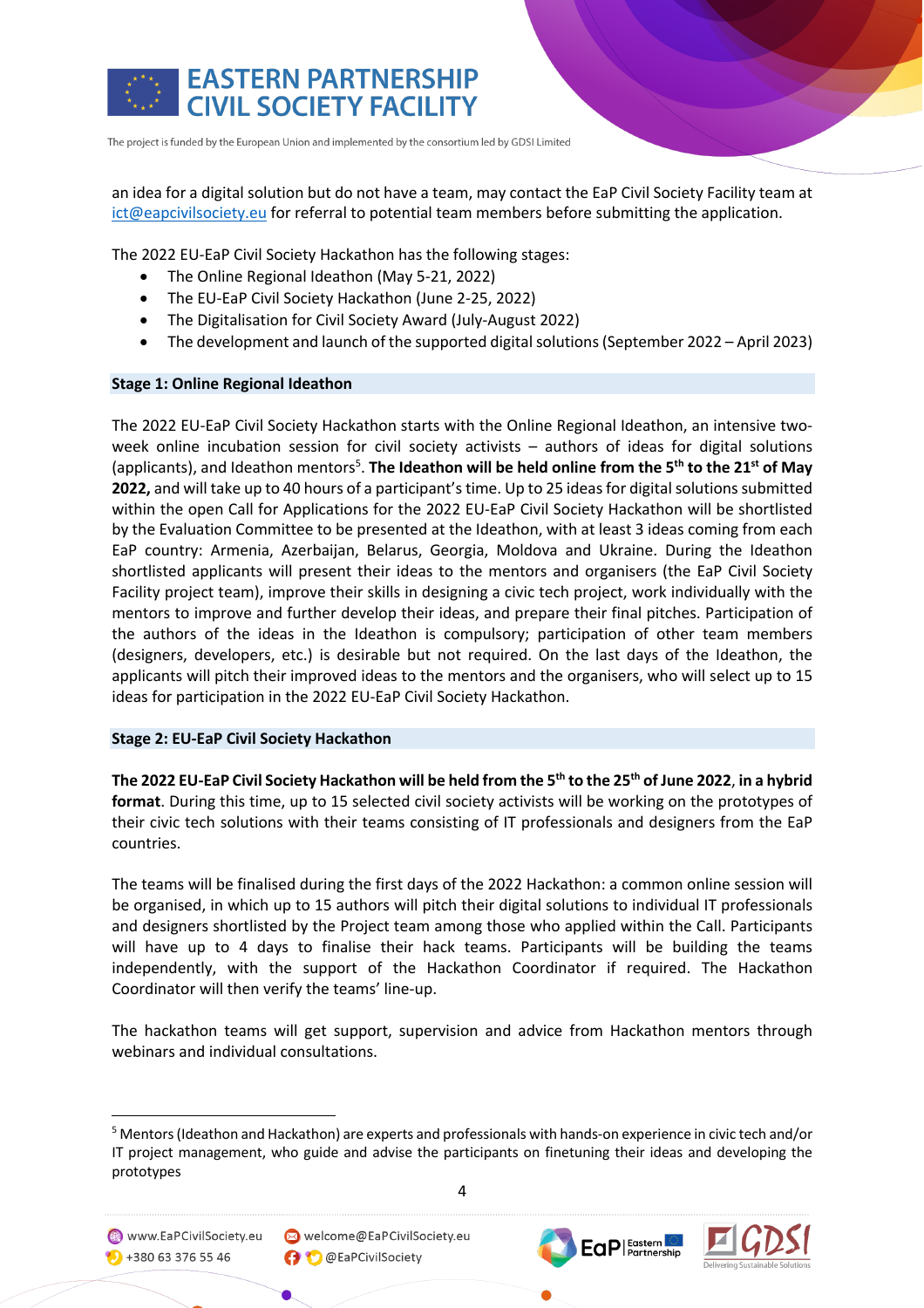an idea for a digital solution but do not have a team, may contact the EaP Civil Society Facility team at ict@eapcivilsociety.eu for referral to potential team members before submitting the application.

The 2022 EU-EaP Civil Society Hackathon has the following stages:

- The Online Regional Ideathon (May 5-21, 2022)
- The EU-EaP Civil Society Hackathon (June 2-25, 2022)
- The Digitalisation for Civil Society Award (July-August 2022)
- The development and launch of the supported digital solutions (September 2022 – April 2023)

### Stage 1: Online Regional Ideathon

The 2022 EU-EaP Civil Society Hackathon starts with the Online Regional Ideathon, an intensive two-week online incubation session for civil society activists – authors of ideas for digital solutions (applicants), and Ideathon mentors[5]. **The Ideathon will be held online from the 5th to the 21st of May 2022,** and will take up to 40 hours of a participant's time. Up to 25 ideas for digital solutions submitted within the open Call for Applications for the 2022 EU-EaP Civil Society Hackathon will be shortlisted by the Evaluation Committee to be presented at the Ideathon, with at least 3 ideas coming from each EaP country: Armenia, Azerbaijan, Belarus, Georgia, Moldova and Ukraine. During the Ideathon shortlisted applicants will present their ideas to the mentors and organisers (the EaP Civil Society Facility project team), improve their skills in designing a civic tech project, work individually with the mentors to improve and further develop their ideas, and prepare their final pitches. Participation of the authors of the ideas in the Ideathon is compulsory; participation of other team members (designers, developers, etc.) is desirable but not required. On the last days of the Ideathon, the applicants will pitch their improved ideas to the mentors and the organisers, who will select up to 15 ideas for participation in the 2022 EU-EaP Civil Society Hackathon.

### Stage 2: EU-EaP Civil Society Hackathon

**The 2022 EU-EaP Civil Society Hackathon will be held from the 5th to the 25th of June 2022**, **in a hybrid format**. During this time, up to 15 selected civil society activists will be working on the prototypes of their civic tech solutions with their teams consisting of IT professionals and designers from the EaP countries.

The teams will be finalised during the first days of the 2022 Hackathon: a common online session will be organised, in which up to 15 authors will pitch their digital solutions to individual IT professionals and designers shortlisted by the Project team among those who applied within the Call. Participants will have up to 4 days to finalise their hack teams. Participants will be building the teams independently, with the support of the Hackathon Coordinator if required. The Hackathon Coordinator will then verify the teams' line-up.

The hackathon teams will get support, supervision and advice from Hackathon mentors through webinars and individual consultations.

---

[5] Mentors (Ideathon and Hackathon) are experts and professionals with hands-on experience in civic tech and/or IT project management, who guide and advise the participants on finetuning their ideas and developing the prototypes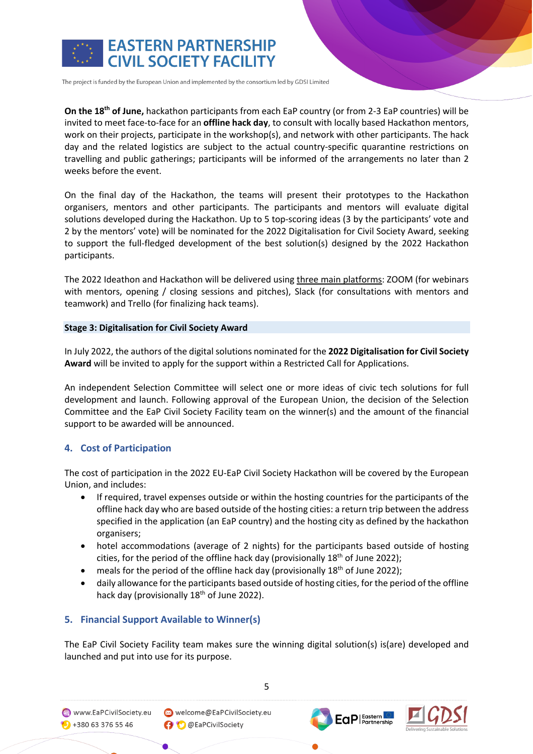**On the 18th of June,** hackathon participants from each EaP country (or from 2-3 EaP countries) will be invited to meet face-to-face for an **offline hack day**, to consult with locally based Hackathon mentors, work on their projects, participate in the workshop(s), and network with other participants. The hack day and the related logistics are subject to the actual country-specific quarantine restrictions on travelling and public gatherings; participants will be informed of the arrangements no later than 2 weeks before the event.

On the final day of the Hackathon, the teams will present their prototypes to the Hackathon organisers, mentors and other participants. The participants and mentors will evaluate digital solutions developed during the Hackathon. Up to 5 top-scoring ideas (3 by the participants' vote and 2 by the mentors' vote) will be nominated for the 2022 Digitalisation for Civil Society Award, seeking to support the full-fledged development of the best solution(s) designed by the 2022 Hackathon participants.

The 2022 Ideathon and Hackathon will be delivered using three main platforms: ZOOM (for webinars with mentors, opening / closing sessions and pitches), Slack (for consultations with mentors and teamwork) and Trello (for finalizing hack teams).

### Stage 3: Digitalisation for Civil Society Award

In July 2022, the authors of the digital solutions nominated for the **2022 Digitalisation for Civil Society Award** will be invited to apply for the support within a Restricted Call for Applications.

An independent Selection Committee will select one or more ideas of civic tech solutions for full development and launch. Following approval of the European Union, the decision of the Selection Committee and the EaP Civil Society Facility team on the winner(s) and the amount of the financial support to be awarded will be announced.

## 4. Cost of Participation

The cost of participation in the 2022 EU-EaP Civil Society Hackathon will be covered by the European Union, and includes:

- If required, travel expenses outside or within the hosting countries for the participants of the offline hack day who are based outside of the hosting cities: a return trip between the address specified in the application (an EaP country) and the hosting city as defined by the hackathon organisers;
- hotel accommodations (average of 2 nights) for the participants based outside of hosting cities, for the period of the offline hack day (provisionally 18th of June 2022);
- meals for the period of the offline hack day (provisionally 18th of June 2022);
- daily allowance for the participants based outside of hosting cities, for the period of the offline hack day (provisionally 18th of June 2022).

## 5. Financial Support Available to Winner(s)

The EaP Civil Society Facility team makes sure the winning digital solution(s) is(are) developed and launched and put into use for its purpose.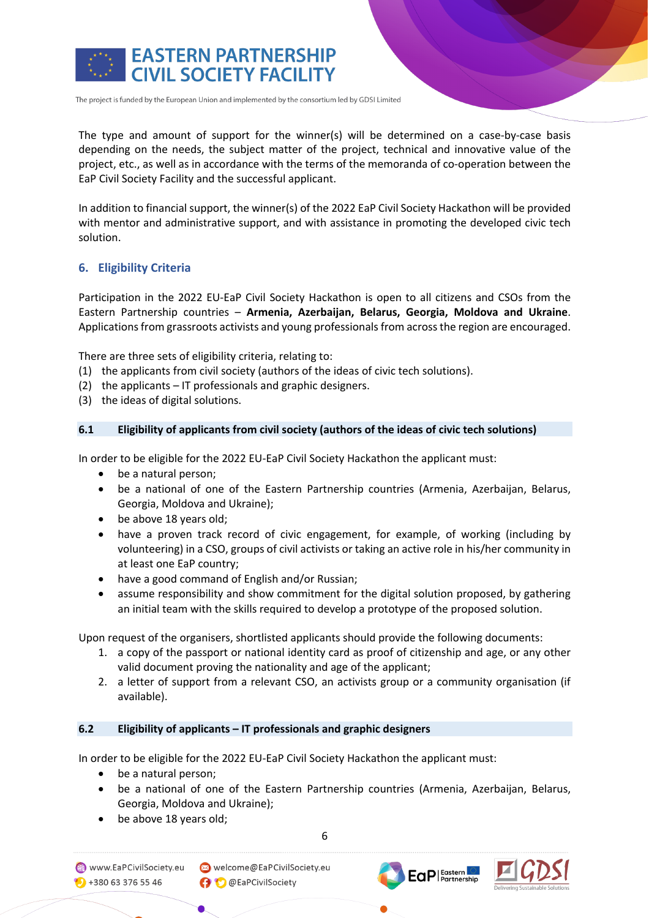The type and amount of support for the winner(s) will be determined on a case-by-case basis depending on the needs, the subject matter of the project, technical and innovative value of the project, etc., as well as in accordance with the terms of the memoranda of co-operation between the EaP Civil Society Facility and the successful applicant.

In addition to financial support, the winner(s) of the 2022 EaP Civil Society Hackathon will be provided with mentor and administrative support, and with assistance in promoting the developed civic tech solution.

## 6. Eligibility Criteria

Participation in the 2022 EU-EaP Civil Society Hackathon is open to all citizens and CSOs from the Eastern Partnership countries – **Armenia, Azerbaijan, Belarus, Georgia, Moldova and Ukraine**. Applications from grassroots activists and young professionals from across the region are encouraged.

There are three sets of eligibility criteria, relating to:
(1) the applicants from civil society (authors of the ideas of civic tech solutions).
(2) the applicants – IT professionals and graphic designers.
(3) the ideas of digital solutions.

### 6.1 Eligibility of applicants from civil society (authors of the ideas of civic tech solutions)

In order to be eligible for the 2022 EU-EaP Civil Society Hackathon the applicant must:

- be a natural person;
- be a national of one of the Eastern Partnership countries (Armenia, Azerbaijan, Belarus, Georgia, Moldova and Ukraine);
- be above 18 years old;
- have a proven track record of civic engagement, for example, of working (including by volunteering) in a CSO, groups of civil activists or taking an active role in his/her community in at least one EaP country;
- have a good command of English and/or Russian;
- assume responsibility and show commitment for the digital solution proposed, by gathering an initial team with the skills required to develop a prototype of the proposed solution.

Upon request of the organisers, shortlisted applicants should provide the following documents:

1. a copy of the passport or national identity card as proof of citizenship and age, or any other valid document proving the nationality and age of the applicant;
2. a letter of support from a relevant CSO, an activists group or a community organisation (if available).

### 6.2 Eligibility of applicants – IT professionals and graphic designers

In order to be eligible for the 2022 EU-EaP Civil Society Hackathon the applicant must:

- be a natural person;
- be a national of one of the Eastern Partnership countries (Armenia, Azerbaijan, Belarus, Georgia, Moldova and Ukraine);
- be above 18 years old;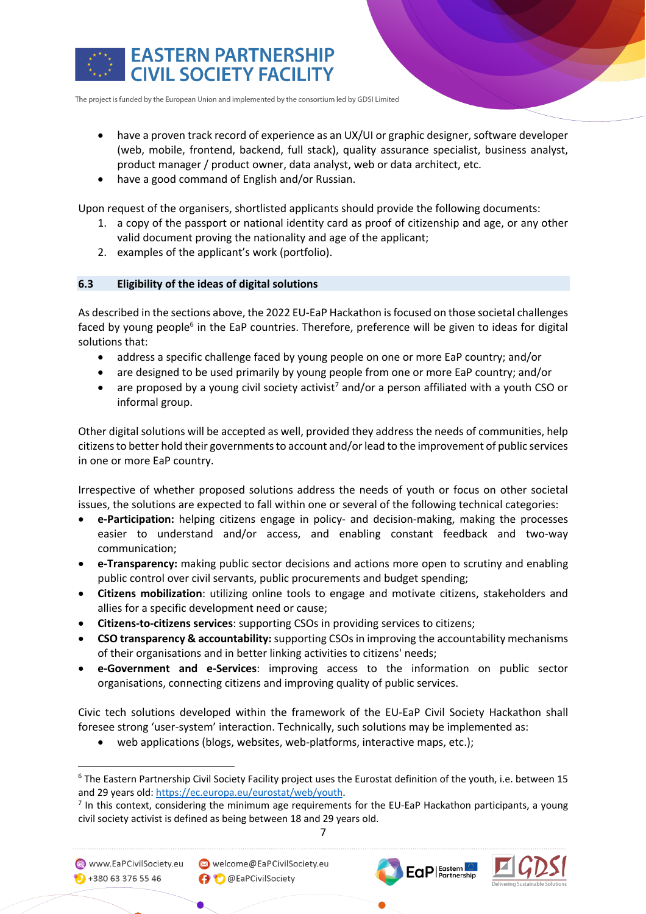- have a proven track record of experience as an UX/UI or graphic designer, software developer (web, mobile, frontend, backend, full stack), quality assurance specialist, business analyst, product manager / product owner, data analyst, web or data architect, etc.
- have a good command of English and/or Russian.

Upon request of the organisers, shortlisted applicants should provide the following documents:

1. a copy of the passport or national identity card as proof of citizenship and age, or any other valid document proving the nationality and age of the applicant;
2. examples of the applicant's work (portfolio).

### 6.3 Eligibility of the ideas of digital solutions

As described in the sections above, the 2022 EU-EaP Hackathon is focused on those societal challenges faced by young people[6] in the EaP countries. Therefore, preference will be given to ideas for digital solutions that:

- address a specific challenge faced by young people on one or more EaP country; and/or
- are designed to be used primarily by young people from one or more EaP country; and/or
- are proposed by a young civil society activist[7] and/or a person affiliated with a youth CSO or informal group.

Other digital solutions will be accepted as well, provided they address the needs of communities, help citizens to better hold their governments to account and/or lead to the improvement of public services in one or more EaP country.

Irrespective of whether proposed solutions address the needs of youth or focus on other societal issues, the solutions are expected to fall within one or several of the following technical categories:

- **e-Participation:** helping citizens engage in policy- and decision-making, making the processes easier to understand and/or access, and enabling constant feedback and two-way communication;
- **e-Transparency:** making public sector decisions and actions more open to scrutiny and enabling public control over civil servants, public procurements and budget spending;
- **Citizens mobilization**: utilizing online tools to engage and motivate citizens, stakeholders and allies for a specific development need or cause;
- **Citizens-to-citizens services**: supporting CSOs in providing services to citizens;
- **CSO transparency & accountability:** supporting CSOs in improving the accountability mechanisms of their organisations and in better linking activities to citizens' needs;
- **e-Government and e-Services**: improving access to the information on public sector organisations, connecting citizens and improving quality of public services.

Civic tech solutions developed within the framework of the EU-EaP Civil Society Hackathon shall foresee strong 'user-system' interaction. Technically, such solutions may be implemented as:

- web applications (blogs, websites, web-platforms, interactive maps, etc.);

---

[6] The Eastern Partnership Civil Society Facility project uses the Eurostat definition of the youth, i.e. between 15 and 29 years old: https://ec.europa.eu/eurostat/web/youth.

[7] In this context, considering the minimum age requirements for the EU-EaP Hackathon participants, a young civil society activist is defined as being between 18 and 29 years old.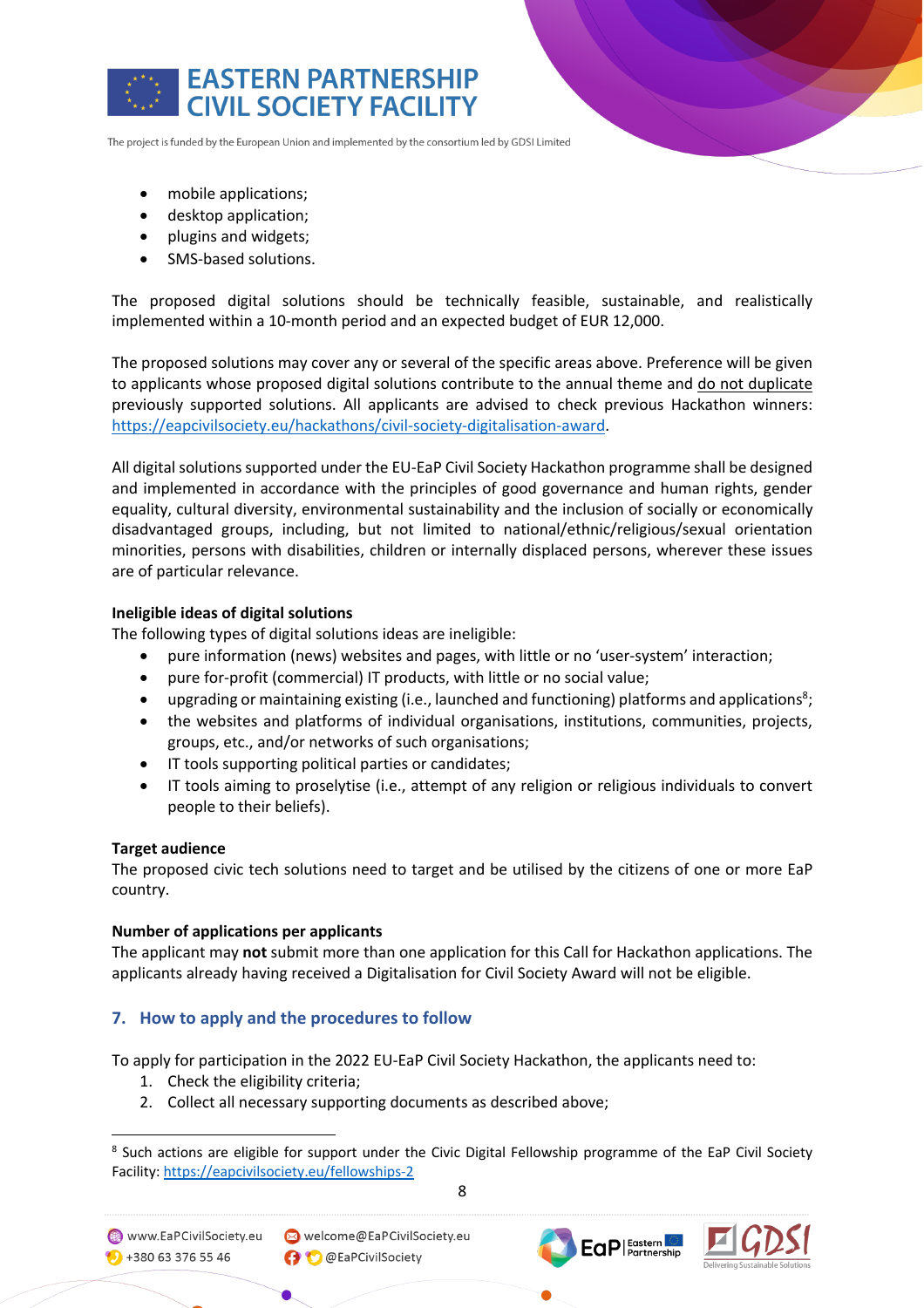- mobile applications;
- desktop application;
- plugins and widgets;
- SMS-based solutions.

The proposed digital solutions should be technically feasible, sustainable, and realistically implemented within a 10-month period and an expected budget of EUR 12,000.

The proposed solutions may cover any or several of the specific areas above. Preference will be given to applicants whose proposed digital solutions contribute to the annual theme and do not duplicate previously supported solutions. All applicants are advised to check previous Hackathon winners: https://eapcivilsociety.eu/hackathons/civil-society-digitalisation-award.

All digital solutions supported under the EU-EaP Civil Society Hackathon programme shall be designed and implemented in accordance with the principles of good governance and human rights, gender equality, cultural diversity, environmental sustainability and the inclusion of socially or economically disadvantaged groups, including, but not limited to national/ethnic/religious/sexual orientation minorities, persons with disabilities, children or internally displaced persons, wherever these issues are of particular relevance.

**Ineligible ideas of digital solutions**

The following types of digital solutions ideas are ineligible:

- pure information (news) websites and pages, with little or no 'user-system' interaction;
- pure for-profit (commercial) IT products, with little or no social value;
- upgrading or maintaining existing (i.e., launched and functioning) platforms and applications[8];
- the websites and platforms of individual organisations, institutions, communities, projects, groups, etc., and/or networks of such organisations;
- IT tools supporting political parties or candidates;
- IT tools aiming to proselytise (i.e., attempt of any religion or religious individuals to convert people to their beliefs).

**Target audience**

The proposed civic tech solutions need to target and be utilised by the citizens of one or more EaP country.

**Number of applications per applicants**

The applicant may **not** submit more than one application for this Call for Hackathon applications. The applicants already having received a Digitalisation for Civil Society Award will not be eligible.

## 7. How to apply and the procedures to follow

To apply for participation in the 2022 EU-EaP Civil Society Hackathon, the applicants need to:

1. Check the eligibility criteria;
2. Collect all necessary supporting documents as described above;

[8] Such actions are eligible for support under the Civic Digital Fellowship programme of the EaP Civil Society Facility: https://eapcivilsociety.eu/fellowships-2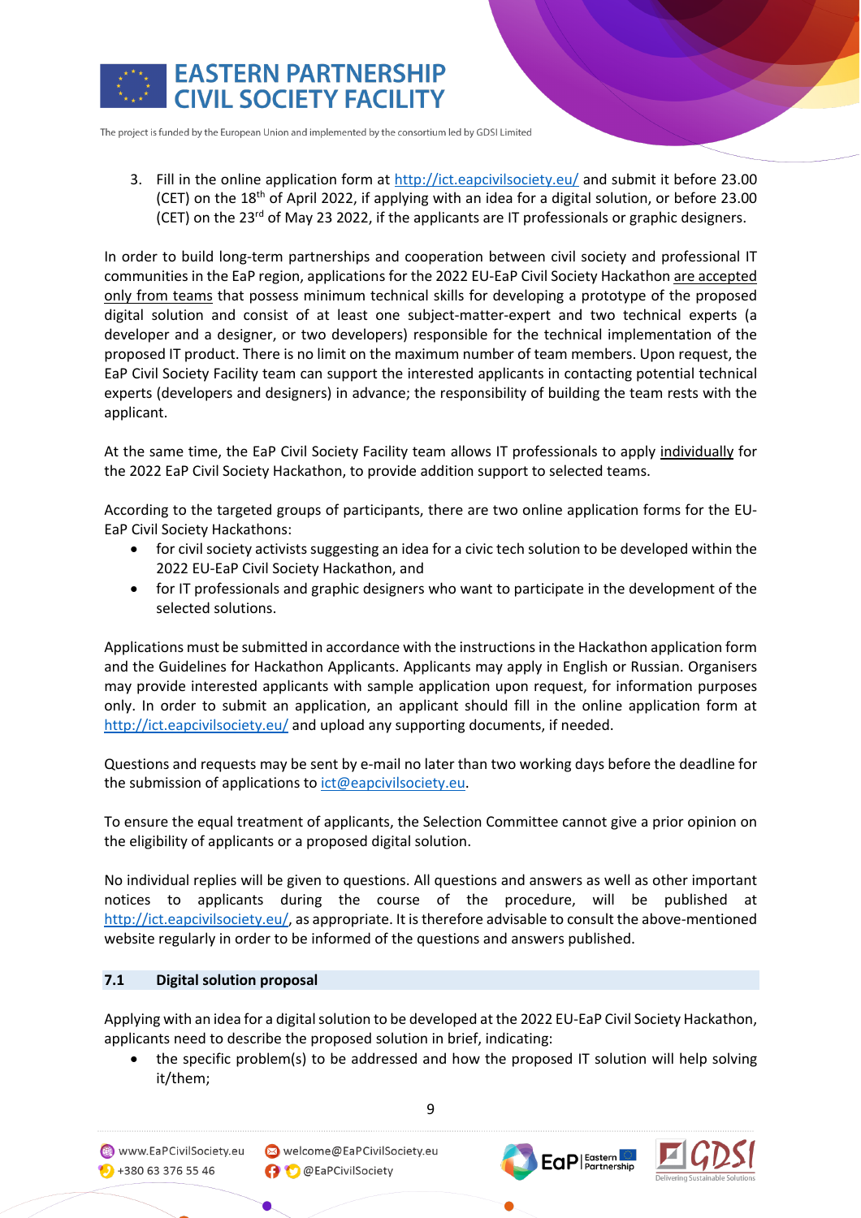3. Fill in the online application form at http://ict.eapcivilsociety.eu/ and submit it before 23.00 (CET) on the 18th of April 2022, if applying with an idea for a digital solution, or before 23.00 (CET) on the 23rd of May 23 2022, if the applicants are IT professionals or graphic designers.

In order to build long-term partnerships and cooperation between civil society and professional IT communities in the EaP region, applications for the 2022 EU-EaP Civil Society Hackathon are accepted only from teams that possess minimum technical skills for developing a prototype of the proposed digital solution and consist of at least one subject-matter-expert and two technical experts (a developer and a designer, or two developers) responsible for the technical implementation of the proposed IT product. There is no limit on the maximum number of team members. Upon request, the EaP Civil Society Facility team can support the interested applicants in contacting potential technical experts (developers and designers) in advance; the responsibility of building the team rests with the applicant.

At the same time, the EaP Civil Society Facility team allows IT professionals to apply individually for the 2022 EaP Civil Society Hackathon, to provide addition support to selected teams.

According to the targeted groups of participants, there are two online application forms for the EU-EaP Civil Society Hackathons:

- for civil society activists suggesting an idea for a civic tech solution to be developed within the 2022 EU-EaP Civil Society Hackathon, and
- for IT professionals and graphic designers who want to participate in the development of the selected solutions.

Applications must be submitted in accordance with the instructions in the Hackathon application form and the Guidelines for Hackathon Applicants. Applicants may apply in English or Russian. Organisers may provide interested applicants with sample application upon request, for information purposes only. In order to submit an application, an applicant should fill in the online application form at http://ict.eapcivilsociety.eu/ and upload any supporting documents, if needed.

Questions and requests may be sent by e-mail no later than two working days before the deadline for the submission of applications to ict@eapcivilsociety.eu.

To ensure the equal treatment of applicants, the Selection Committee cannot give a prior opinion on the eligibility of applicants or a proposed digital solution.

No individual replies will be given to questions. All questions and answers as well as other important notices to applicants during the course of the procedure, will be published at http://ict.eapcivilsociety.eu/, as appropriate. It is therefore advisable to consult the above-mentioned website regularly in order to be informed of the questions and answers published.

### 7.1 Digital solution proposal

Applying with an idea for a digital solution to be developed at the 2022 EU-EaP Civil Society Hackathon, applicants need to describe the proposed solution in brief, indicating:

- the specific problem(s) to be addressed and how the proposed IT solution will help solving it/them;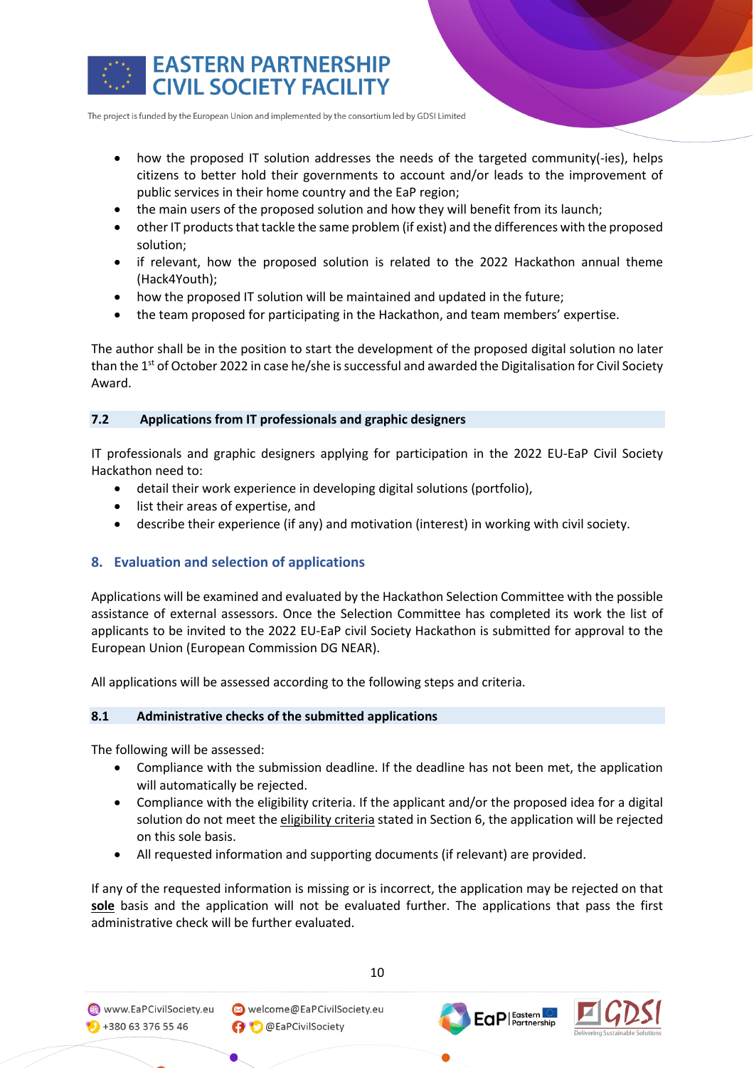- how the proposed IT solution addresses the needs of the targeted community(-ies), helps citizens to better hold their governments to account and/or leads to the improvement of public services in their home country and the EaP region;
- the main users of the proposed solution and how they will benefit from its launch;
- other IT products that tackle the same problem (if exist) and the differences with the proposed solution;
- if relevant, how the proposed solution is related to the 2022 Hackathon annual theme (Hack4Youth);
- how the proposed IT solution will be maintained and updated in the future;
- the team proposed for participating in the Hackathon, and team members' expertise.

The author shall be in the position to start the development of the proposed digital solution no later than the 1st of October 2022 in case he/she is successful and awarded the Digitalisation for Civil Society Award.

### 7.2 Applications from IT professionals and graphic designers

IT professionals and graphic designers applying for participation in the 2022 EU-EaP Civil Society Hackathon need to:

- detail their work experience in developing digital solutions (portfolio),
- list their areas of expertise, and
- describe their experience (if any) and motivation (interest) in working with civil society.

## 8. Evaluation and selection of applications

Applications will be examined and evaluated by the Hackathon Selection Committee with the possible assistance of external assessors. Once the Selection Committee has completed its work the list of applicants to be invited to the 2022 EU-EaP civil Society Hackathon is submitted for approval to the European Union (European Commission DG NEAR).

All applications will be assessed according to the following steps and criteria.

### 8.1 Administrative checks of the submitted applications

The following will be assessed:

- Compliance with the submission deadline. If the deadline has not been met, the application will automatically be rejected.
- Compliance with the eligibility criteria. If the applicant and/or the proposed idea for a digital solution do not meet the eligibility criteria stated in Section 6, the application will be rejected on this sole basis.
- All requested information and supporting documents (if relevant) are provided.

If any of the requested information is missing or is incorrect, the application may be rejected on that **sole** basis and the application will not be evaluated further. The applications that pass the first administrative check will be further evaluated.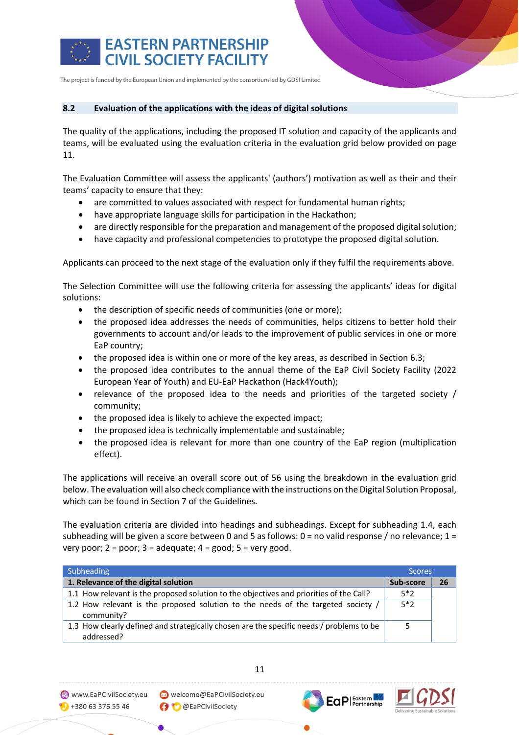## 8.2 Evaluation of the applications with the ideas of digital solutions

The quality of the applications, including the proposed IT solution and capacity of the applicants and teams, will be evaluated using the evaluation criteria in the evaluation grid below provided on page 11.

The Evaluation Committee will assess the applicants' (authors') motivation as well as their and their teams' capacity to ensure that they:

- are committed to values associated with respect for fundamental human rights;
- have appropriate language skills for participation in the Hackathon;
- are directly responsible for the preparation and management of the proposed digital solution;
- have capacity and professional competencies to prototype the proposed digital solution.

Applicants can proceed to the next stage of the evaluation only if they fulfil the requirements above.

The Selection Committee will use the following criteria for assessing the applicants' ideas for digital solutions:

- the description of specific needs of communities (one or more);
- the proposed idea addresses the needs of communities, helps citizens to better hold their governments to account and/or leads to the improvement of public services in one or more EaP country;
- the proposed idea is within one or more of the key areas, as described in Section 6.3;
- the proposed idea contributes to the annual theme of the EaP Civil Society Facility (2022 European Year of Youth) and EU-EaP Hackathon (Hack4Youth);
- relevance of the proposed idea to the needs and priorities of the targeted society / community;
- the proposed idea is likely to achieve the expected impact;
- the proposed idea is technically implementable and sustainable;
- the proposed idea is relevant for more than one country of the EaP region (multiplication effect).

The applications will receive an overall score out of 56 using the breakdown in the evaluation grid below. The evaluation will also check compliance with the instructions on the Digital Solution Proposal, which can be found in Section 7 of the Guidelines.

The evaluation criteria are divided into headings and subheadings. Except for subheading 1.4, each subheading will be given a score between 0 and 5 as follows: 0 = no valid response / no relevance; 1 = very poor; 2 = poor; 3 = adequate; 4 = good; 5 = very good.

| Subheading | Scores | |
|---|---|---|
| **1. Relevance of the digital solution** | **Sub-score** | **26** |
| 1.1 How relevant is the proposed solution to the objectives and priorities of the Call? | 5*2 | |
| 1.2 How relevant is the proposed solution to the needs of the targeted society / community? | 5*2 | |
| 1.3 How clearly defined and strategically chosen are the specific needs / problems to be addressed? | 5 | |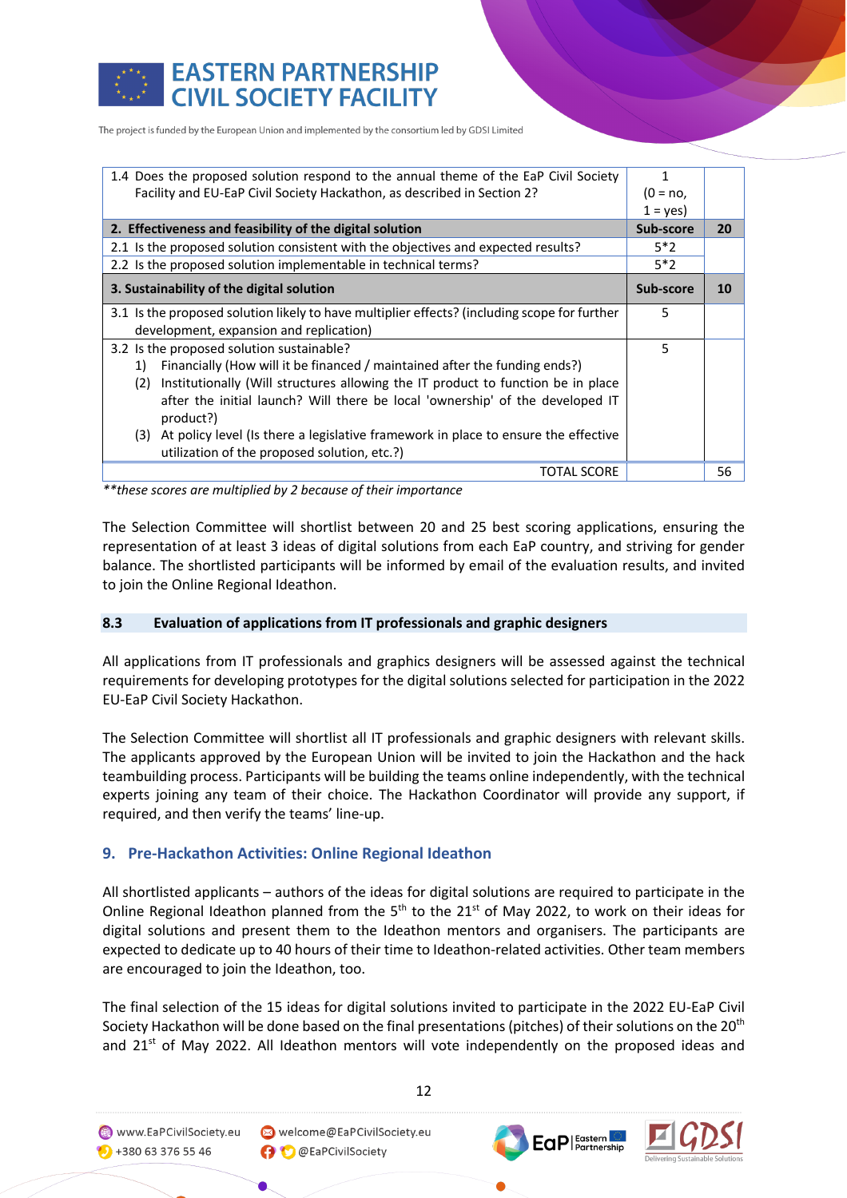| | | |
|---|---|---|
| 1.4 Does the proposed solution respond to the annual theme of the EaP Civil Society Facility and EU-EaP Civil Society Hackathon, as described in Section 2? | 1 (0 = no, 1 = yes) | |
| **2. Effectiveness and feasibility of the digital solution** | **Sub-score** | **20** |
| 2.1 Is the proposed solution consistent with the objectives and expected results? | 5*2 | |
| 2.2 Is the proposed solution implementable in technical terms? | 5*2 | |
| **3. Sustainability of the digital solution** | **Sub-score** | **10** |
| 3.1 Is the proposed solution likely to have multiplier effects? (including scope for further development, expansion and replication) | 5 | |
| 3.2 Is the proposed solution sustainable?<br>1) Financially (How will it be financed / maintained after the funding ends?)<br>(2) Institutionally (Will structures allowing the IT product to function be in place after the initial launch? Will there be local 'ownership' of the developed IT product?)<br>(3) At policy level (Is there a legislative framework in place to ensure the effective utilization of the proposed solution, etc.?) | 5 | |
| TOTAL SCORE | | 56 |

*\*\*these scores are multiplied by 2 because of their importance*

The Selection Committee will shortlist between 20 and 25 best scoring applications, ensuring the representation of at least 3 ideas of digital solutions from each EaP country, and striving for gender balance. The shortlisted participants will be informed by email of the evaluation results, and invited to join the Online Regional Ideathon.

### 8.3 Evaluation of applications from IT professionals and graphic designers

All applications from IT professionals and graphics designers will be assessed against the technical requirements for developing prototypes for the digital solutions selected for participation in the 2022 EU-EaP Civil Society Hackathon.

The Selection Committee will shortlist all IT professionals and graphic designers with relevant skills. The applicants approved by the European Union will be invited to join the Hackathon and the hack teambuilding process. Participants will be building the teams online independently, with the technical experts joining any team of their choice. The Hackathon Coordinator will provide any support, if required, and then verify the teams' line-up.

## 9. Pre-Hackathon Activities: Online Regional Ideathon

All shortlisted applicants – authors of the ideas for digital solutions are required to participate in the Online Regional Ideathon planned from the 5th to the 21st of May 2022, to work on their ideas for digital solutions and present them to the Ideathon mentors and organisers. The participants are expected to dedicate up to 40 hours of their time to Ideathon-related activities. Other team members are encouraged to join the Ideathon, too.

The final selection of the 15 ideas for digital solutions invited to participate in the 2022 EU-EaP Civil Society Hackathon will be done based on the final presentations (pitches) of their solutions on the 20th and 21st of May 2022. All Ideathon mentors will vote independently on the proposed ideas and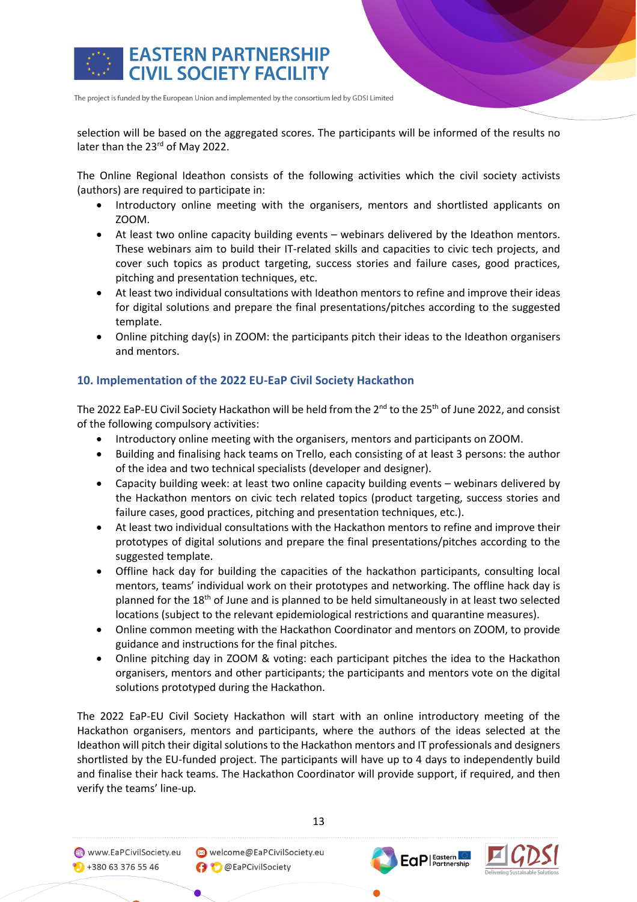selection will be based on the aggregated scores. The participants will be informed of the results no later than the 23rd of May 2022.

The Online Regional Ideathon consists of the following activities which the civil society activists (authors) are required to participate in:

- Introductory online meeting with the organisers, mentors and shortlisted applicants on ZOOM.
- At least two online capacity building events – webinars delivered by the Ideathon mentors. These webinars aim to build their IT-related skills and capacities to civic tech projects, and cover such topics as product targeting, success stories and failure cases, good practices, pitching and presentation techniques, etc.
- At least two individual consultations with Ideathon mentors to refine and improve their ideas for digital solutions and prepare the final presentations/pitches according to the suggested template.
- Online pitching day(s) in ZOOM: the participants pitch their ideas to the Ideathon organisers and mentors.

## 10. Implementation of the 2022 EU-EaP Civil Society Hackathon

The 2022 EaP-EU Civil Society Hackathon will be held from the 2nd to the 25th of June 2022, and consist of the following compulsory activities:

- Introductory online meeting with the organisers, mentors and participants on ZOOM.
- Building and finalising hack teams on Trello, each consisting of at least 3 persons: the author of the idea and two technical specialists (developer and designer).
- Capacity building week: at least two online capacity building events – webinars delivered by the Hackathon mentors on civic tech related topics (product targeting, success stories and failure cases, good practices, pitching and presentation techniques, etc.).
- At least two individual consultations with the Hackathon mentors to refine and improve their prototypes of digital solutions and prepare the final presentations/pitches according to the suggested template.
- Offline hack day for building the capacities of the hackathon participants, consulting local mentors, teams' individual work on their prototypes and networking. The offline hack day is planned for the 18th of June and is planned to be held simultaneously in at least two selected locations (subject to the relevant epidemiological restrictions and quarantine measures).
- Online common meeting with the Hackathon Coordinator and mentors on ZOOM, to provide guidance and instructions for the final pitches.
- Online pitching day in ZOOM & voting: each participant pitches the idea to the Hackathon organisers, mentors and other participants; the participants and mentors vote on the digital solutions prototyped during the Hackathon.

The 2022 EaP-EU Civil Society Hackathon will start with an online introductory meeting of the Hackathon organisers, mentors and participants, where the authors of the ideas selected at the Ideathon will pitch their digital solutions to the Hackathon mentors and IT professionals and designers shortlisted by the EU-funded project. The participants will have up to 4 days to independently build and finalise their hack teams. The Hackathon Coordinator will provide support, if required, and then verify the teams' line-up.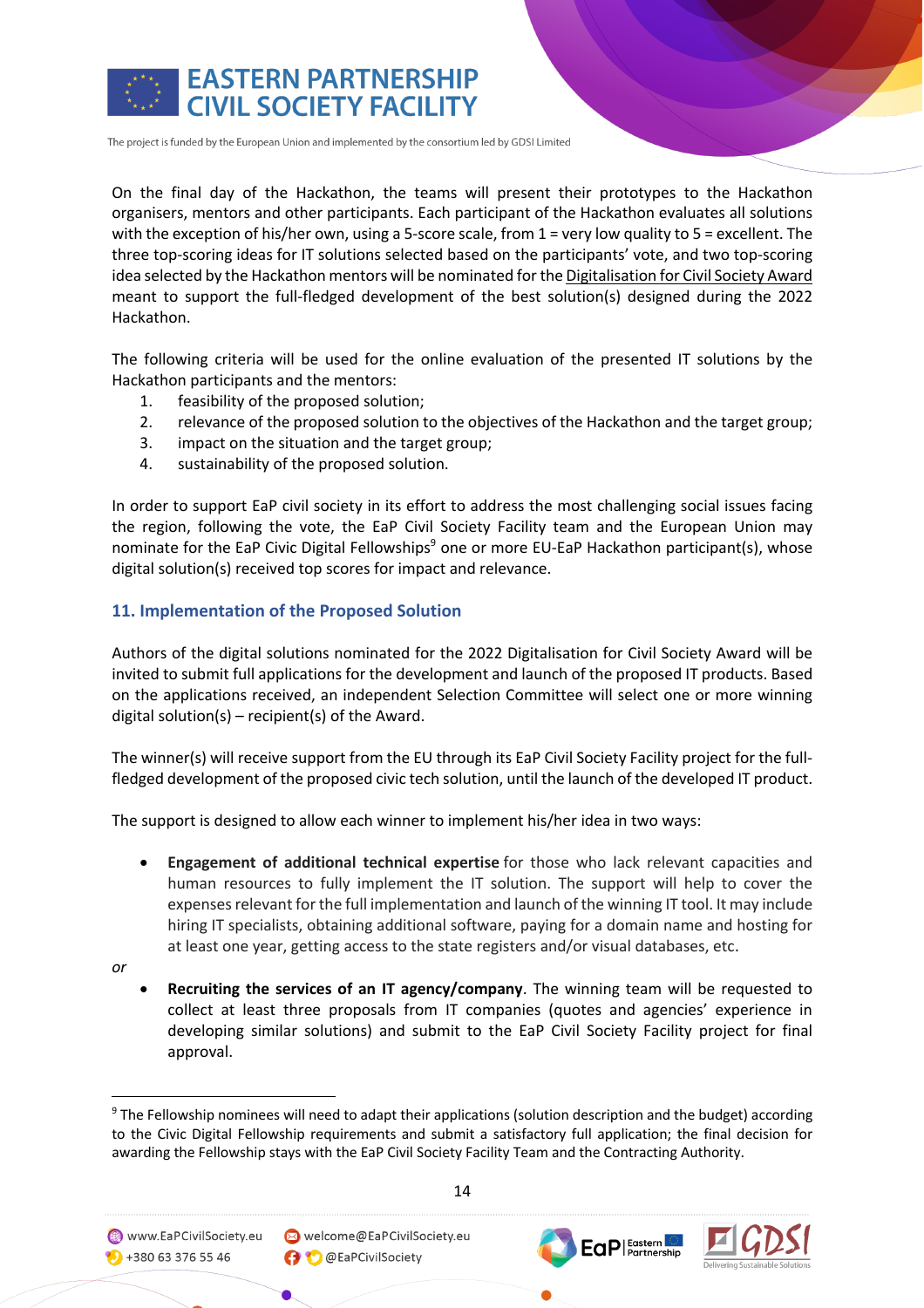On the final day of the Hackathon, the teams will present their prototypes to the Hackathon organisers, mentors and other participants. Each participant of the Hackathon evaluates all solutions with the exception of his/her own, using a 5-score scale, from 1 = very low quality to 5 = excellent. The three top-scoring ideas for IT solutions selected based on the participants' vote, and two top-scoring idea selected by the Hackathon mentors will be nominated for the Digitalisation for Civil Society Award meant to support the full-fledged development of the best solution(s) designed during the 2022 Hackathon.

The following criteria will be used for the online evaluation of the presented IT solutions by the Hackathon participants and the mentors:

1. feasibility of the proposed solution;
2. relevance of the proposed solution to the objectives of the Hackathon and the target group;
3. impact on the situation and the target group;
4. sustainability of the proposed solution.

In order to support EaP civil society in its effort to address the most challenging social issues facing the region, following the vote, the EaP Civil Society Facility team and the European Union may nominate for the EaP Civic Digital Fellowships[9] one or more EU-EaP Hackathon participant(s), whose digital solution(s) received top scores for impact and relevance.

## 11. Implementation of the Proposed Solution

Authors of the digital solutions nominated for the 2022 Digitalisation for Civil Society Award will be invited to submit full applications for the development and launch of the proposed IT products. Based on the applications received, an independent Selection Committee will select one or more winning digital solution(s) – recipient(s) of the Award.

The winner(s) will receive support from the EU through its EaP Civil Society Facility project for the full-fledged development of the proposed civic tech solution, until the launch of the developed IT product.

The support is designed to allow each winner to implement his/her idea in two ways:

- **Engagement of additional technical expertise** for those who lack relevant capacities and human resources to fully implement the IT solution. The support will help to cover the expenses relevant for the full implementation and launch of the winning IT tool. It may include hiring IT specialists, obtaining additional software, paying for a domain name and hosting for at least one year, getting access to the state registers and/or visual databases, etc.

*or*

- **Recruiting the services of an IT agency/company**. The winning team will be requested to collect at least three proposals from IT companies (quotes and agencies' experience in developing similar solutions) and submit to the EaP Civil Society Facility project for final approval.

---

[9] The Fellowship nominees will need to adapt their applications (solution description and the budget) according to the Civic Digital Fellowship requirements and submit a satisfactory full application; the final decision for awarding the Fellowship stays with the EaP Civil Society Facility Team and the Contracting Authority.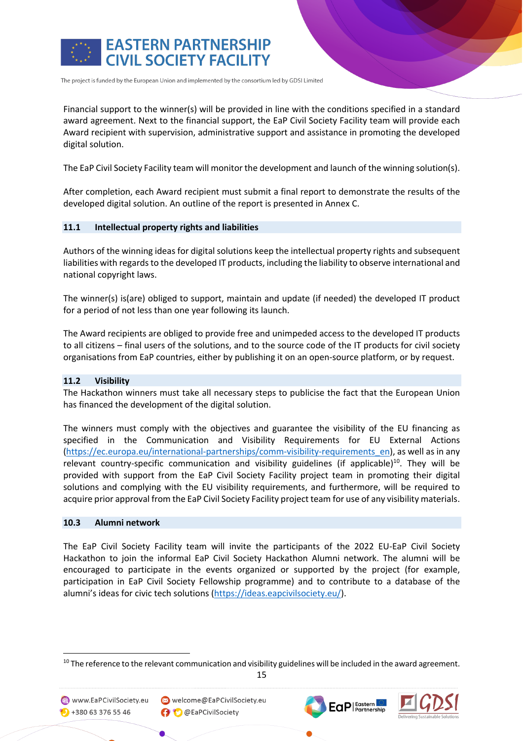Financial support to the winner(s) will be provided in line with the conditions specified in a standard award agreement. Next to the financial support, the EaP Civil Society Facility team will provide each Award recipient with supervision, administrative support and assistance in promoting the developed digital solution.

The EaP Civil Society Facility team will monitor the development and launch of the winning solution(s).

After completion, each Award recipient must submit a final report to demonstrate the results of the developed digital solution. An outline of the report is presented in Annex C.

### 11.1 Intellectual property rights and liabilities

Authors of the winning ideas for digital solutions keep the intellectual property rights and subsequent liabilities with regards to the developed IT products, including the liability to observe international and national copyright laws.

The winner(s) is(are) obliged to support, maintain and update (if needed) the developed IT product for a period of not less than one year following its launch.

The Award recipients are obliged to provide free and unimpeded access to the developed IT products to all citizens – final users of the solutions, and to the source code of the IT products for civil society organisations from EaP countries, either by publishing it on an open-source platform, or by request.

### 11.2 Visibility

The Hackathon winners must take all necessary steps to publicise the fact that the European Union has financed the development of the digital solution.

The winners must comply with the objectives and guarantee the visibility of the EU financing as specified in the Communication and Visibility Requirements for EU External Actions (https://ec.europa.eu/international-partnerships/comm-visibility-requirements_en), as well as in any relevant country-specific communication and visibility guidelines (if applicable)[10]. They will be provided with support from the EaP Civil Society Facility project team in promoting their digital solutions and complying with the EU visibility requirements, and furthermore, will be required to acquire prior approval from the EaP Civil Society Facility project team for use of any visibility materials.

### 10.3 Alumni network

The EaP Civil Society Facility team will invite the participants of the 2022 EU-EaP Civil Society Hackathon to join the informal EaP Civil Society Hackathon Alumni network. The alumni will be encouraged to participate in the events organized or supported by the project (for example, participation in EaP Civil Society Fellowship programme) and to contribute to a database of the alumni's ideas for civic tech solutions (https://ideas.eapcivilsociety.eu/).

[10] The reference to the relevant communication and visibility guidelines will be included in the award agreement.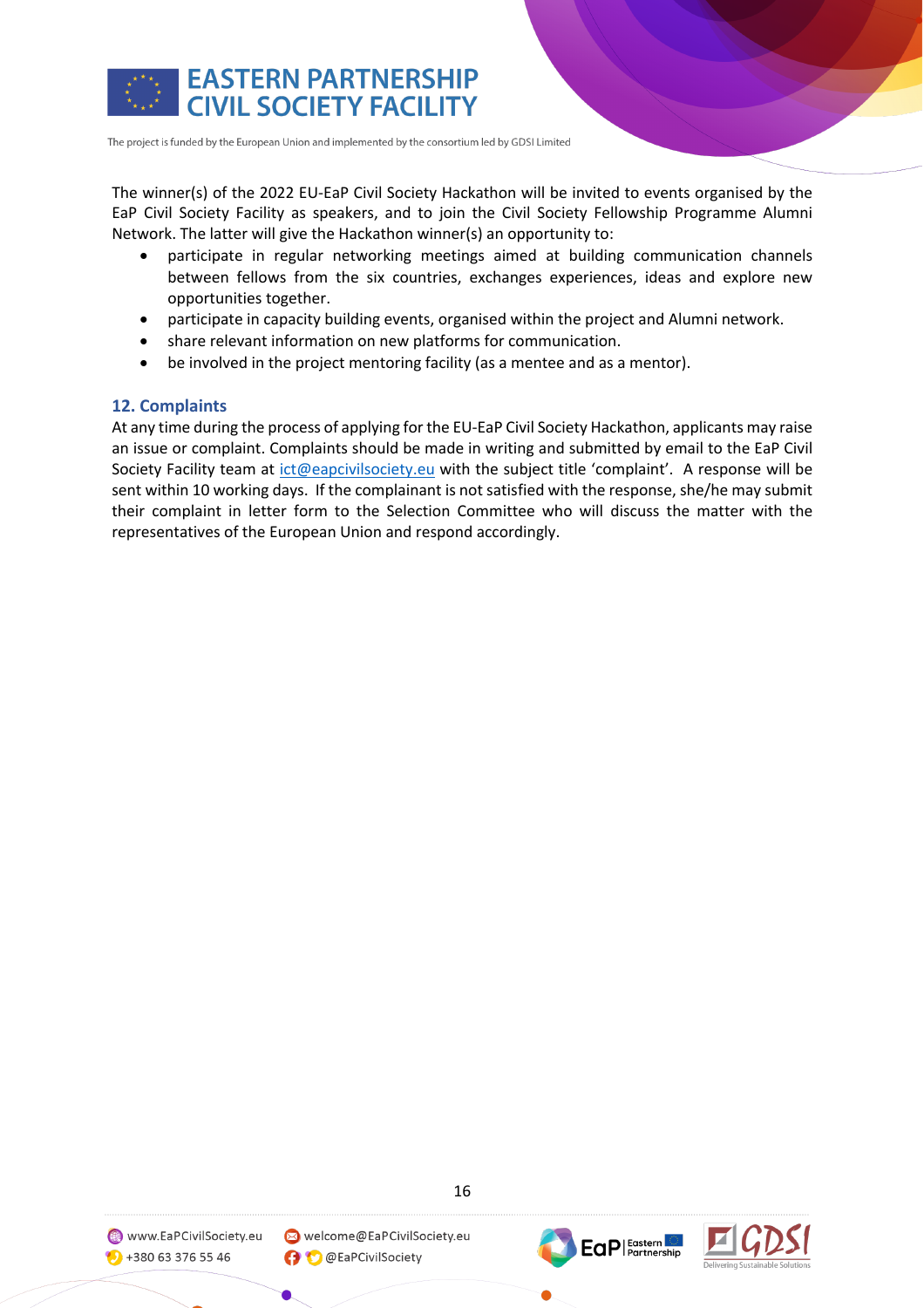The winner(s) of the 2022 EU-EaP Civil Society Hackathon will be invited to events organised by the EaP Civil Society Facility as speakers, and to join the Civil Society Fellowship Programme Alumni Network. The latter will give the Hackathon winner(s) an opportunity to:

- participate in regular networking meetings aimed at building communication channels between fellows from the six countries, exchanges experiences, ideas and explore new opportunities together.
- participate in capacity building events, organised within the project and Alumni network.
- share relevant information on new platforms for communication.
- be involved in the project mentoring facility (as a mentee and as a mentor).

## 12. Complaints

At any time during the process of applying for the EU-EaP Civil Society Hackathon, applicants may raise an issue or complaint. Complaints should be made in writing and submitted by email to the EaP Civil Society Facility team at ict@eapcivilsociety.eu with the subject title 'complaint'. A response will be sent within 10 working days. If the complainant is not satisfied with the response, she/he may submit their complaint in letter form to the Selection Committee who will discuss the matter with the representatives of the European Union and respond accordingly.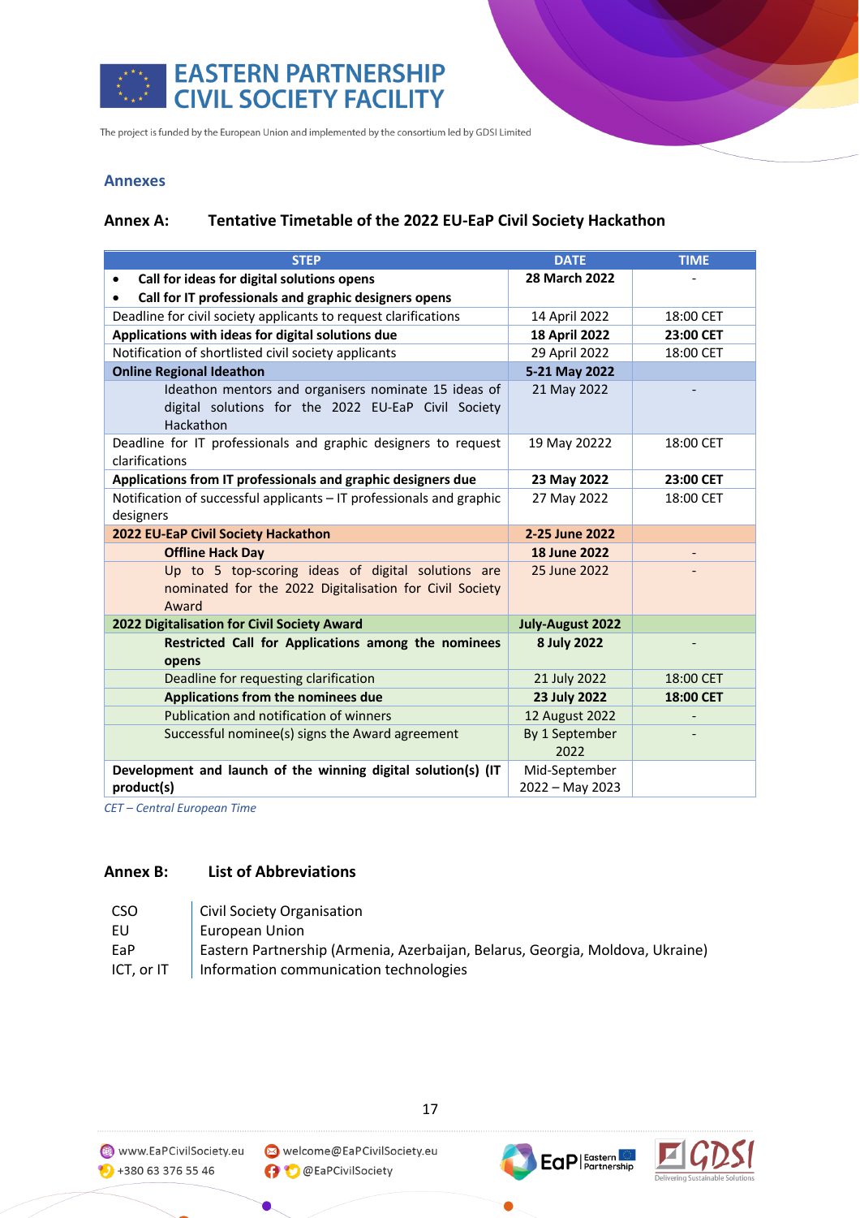## Annexes

### Annex A: Tentative Timetable of the 2022 EU-EaP Civil Society Hackathon

| STEP | DATE | TIME |
|---|---|---|
| • **Call for ideas for digital solutions opens**<br>• **Call for IT professionals and graphic designers opens** | **28 March 2022** | - |
| Deadline for civil society applicants to request clarifications | 14 April 2022 | 18:00 CET |
| **Applications with ideas for digital solutions due** | **18 April 2022** | **23:00 CET** |
| Notification of shortlisted civil society applicants | 29 April 2022 | 18:00 CET |
| **Online Regional Ideathon** | **5-21 May 2022** | |
| Ideathon mentors and organisers nominate 15 ideas of digital solutions for the 2022 EU-EaP Civil Society Hackathon | 21 May 2022 | - |
| Deadline for IT professionals and graphic designers to request clarifications | 19 May 20222 | 18:00 CET |
| **Applications from IT professionals and graphic designers due** | **23 May 2022** | **23:00 CET** |
| Notification of successful applicants – IT professionals and graphic designers | 27 May 2022 | 18:00 CET |
| **2022 EU-EaP Civil Society Hackathon** | **2-25 June 2022** | |
| **Offline Hack Day** | **18 June 2022** | - |
| Up to 5 top-scoring ideas of digital solutions are nominated for the 2022 Digitalisation for Civil Society Award | 25 June 2022 | - |
| **2022 Digitalisation for Civil Society Award** | **July-August 2022** | |
| **Restricted Call for Applications among the nominees opens** | **8 July 2022** | - |
| Deadline for requesting clarification | 21 July 2022 | 18:00 CET |
| **Applications from the nominees due** | **23 July 2022** | **18:00 CET** |
| Publication and notification of winners | 12 August 2022 | - |
| Successful nominee(s) signs the Award agreement | By 1 September 2022 | - |
| **Development and launch of the winning digital solution(s) (IT product(s)** | Mid-September 2022 – May 2023 | |

*CET – Central European Time*

### Annex B: List of Abbreviations

| | |
|---|---|
| CSO | Civil Society Organisation |
| EU | European Union |
| EaP | Eastern Partnership (Armenia, Azerbaijan, Belarus, Georgia, Moldova, Ukraine) |
| ICT, or IT | Information communication technologies |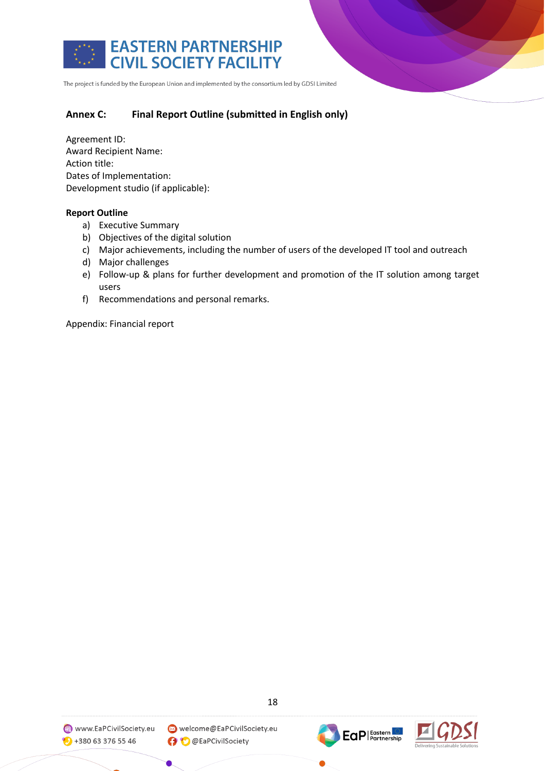## Annex C: Final Report Outline (submitted in English only)

Agreement ID:
Award Recipient Name:
Action title:
Dates of Implementation:
Development studio (if applicable):

**Report Outline**

a) Executive Summary
b) Objectives of the digital solution
c) Major achievements, including the number of users of the developed IT tool and outreach
d) Major challenges
e) Follow-up & plans for further development and promotion of the IT solution among target users
f) Recommendations and personal remarks.

Appendix: Financial report